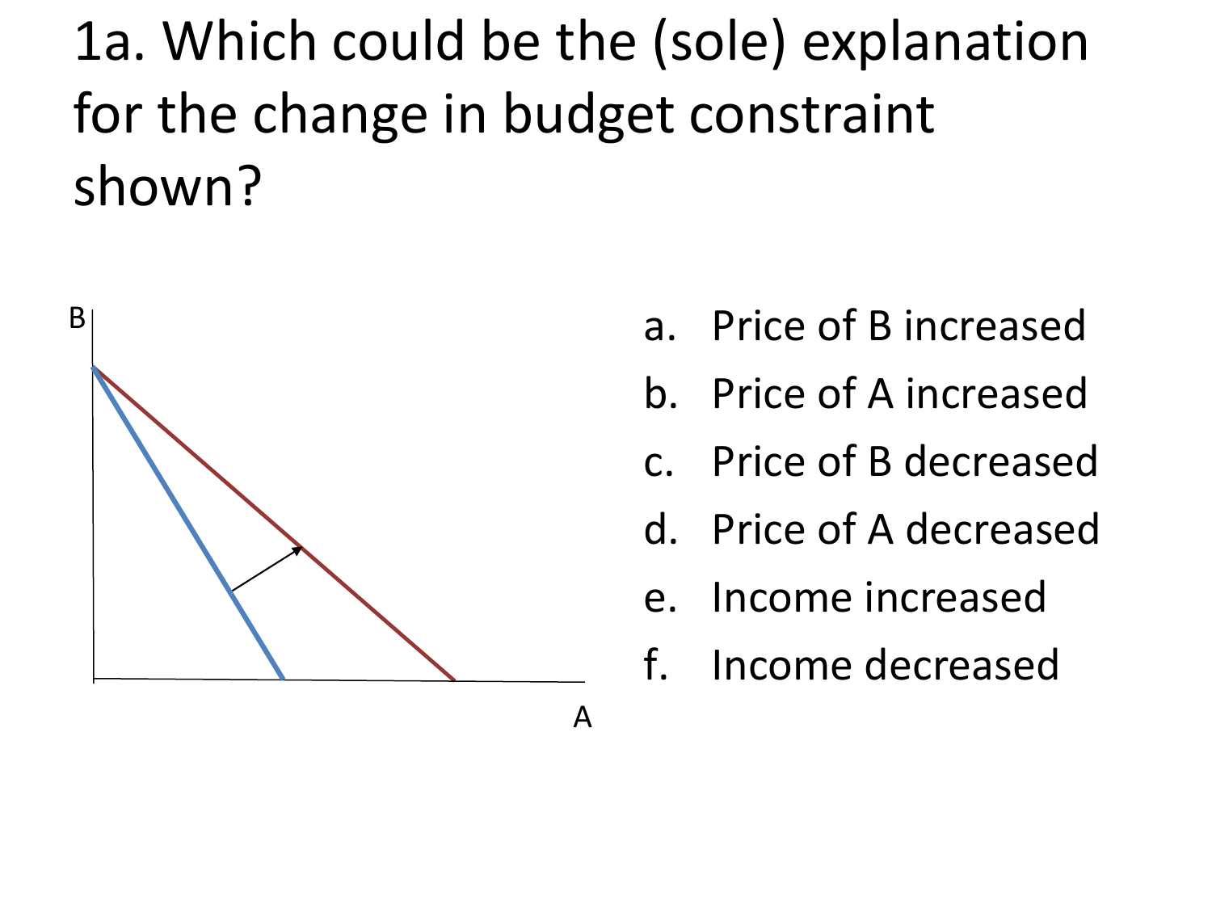# 1a. Which could be the (sole) explanation for the change in budget constraint shown?

a. Price of B increased
b. Price of A increased
c. Price of B decreased
d. Price of A decreased
e. Income increased
f. Income decreased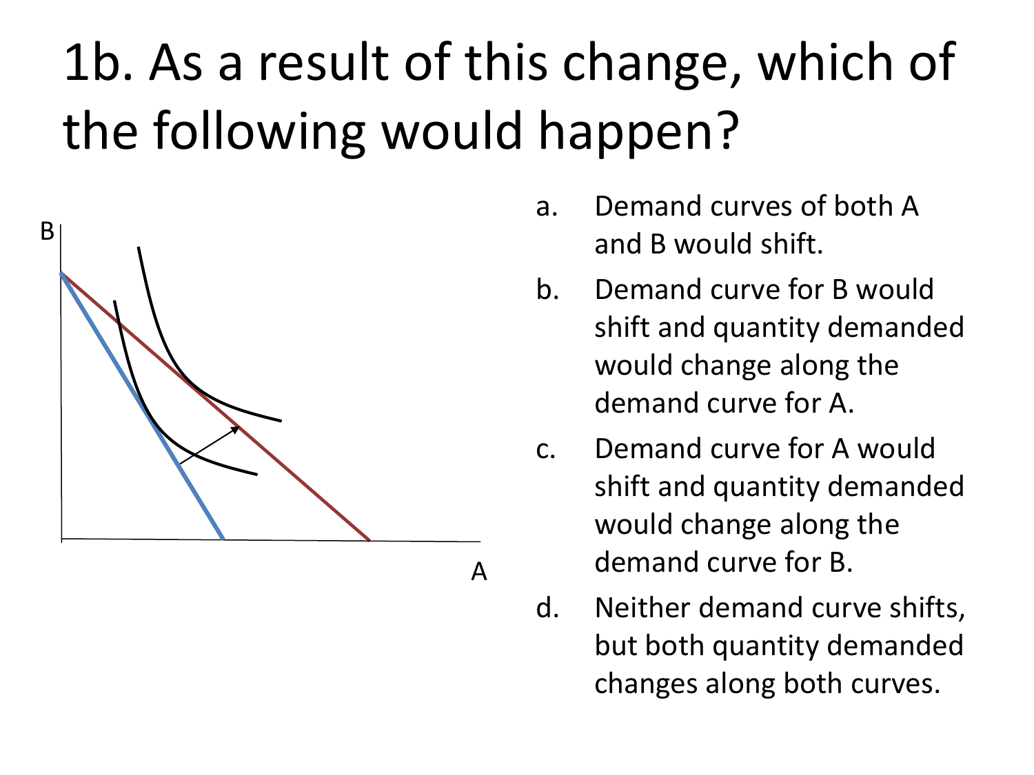# 1b. As a result of this change, which of the following would happen?

a. Demand curves of both A and B would shift.

b. Demand curve for B would shift and quantity demanded would change along the demand curve for A.

c. Demand curve for A would shift and quantity demanded would change along the demand curve for B.

d. Neither demand curve shifts, but both quantity demanded changes along both curves.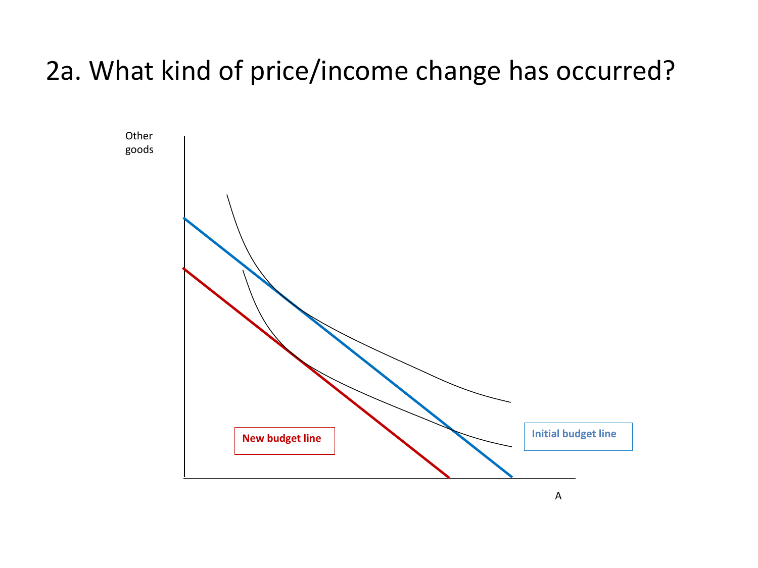# 2a. What kind of price/income change has occurred?

Other goods

New budget line

Initial budget line

A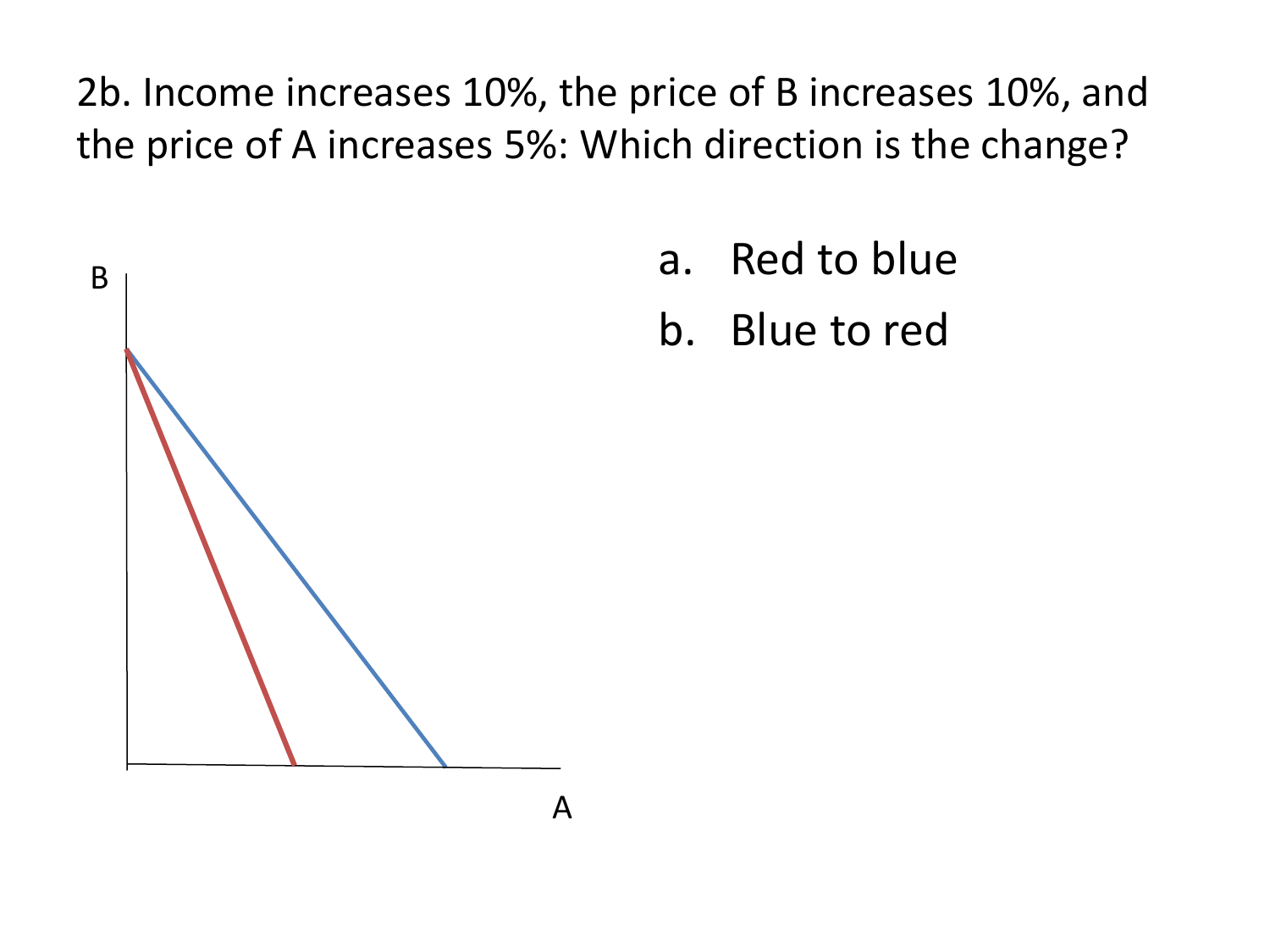2b. Income increases 10%, the price of B increases 10%, and the price of A increases 5%: Which direction is the change?

B

A

a. Red to blue
b. Blue to red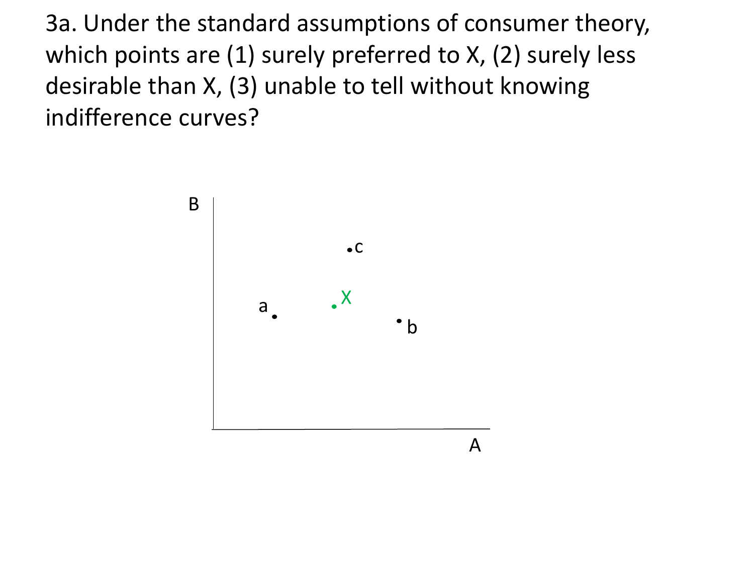3a. Under the standard assumptions of consumer theory, which points are (1) surely preferred to X, (2) surely less desirable than X, (3) unable to tell without knowing indifference curves?

B

c

a

X

b

A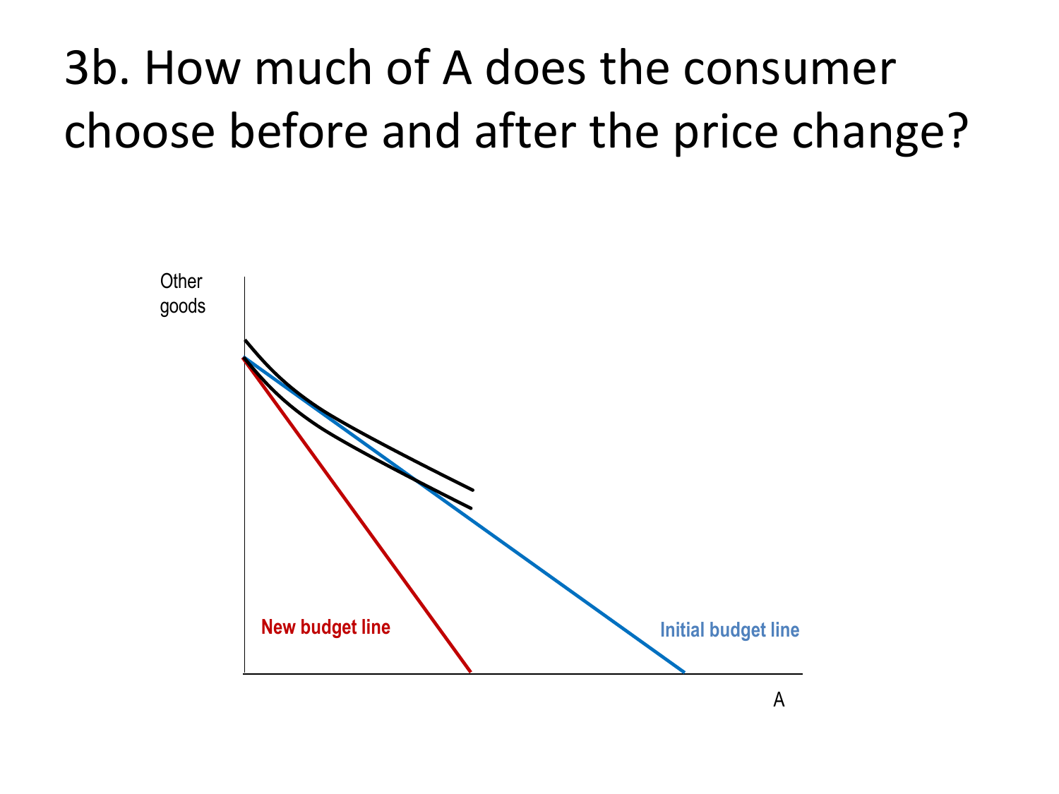# 3b. How much of A does the consumer choose before and after the price change?

Other goods

New budget line

Initial budget line

A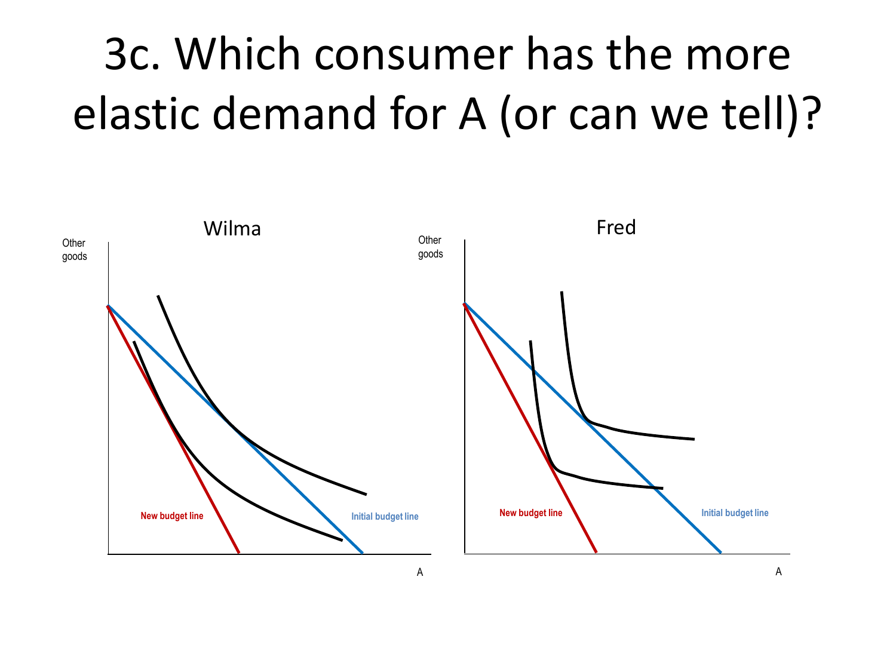# 3c. Which consumer has the more elastic demand for A (or can we tell)?

Wilma

Other goods

New budget line

Initial budget line

A

Fred

Other goods

New budget line

Initial budget line

A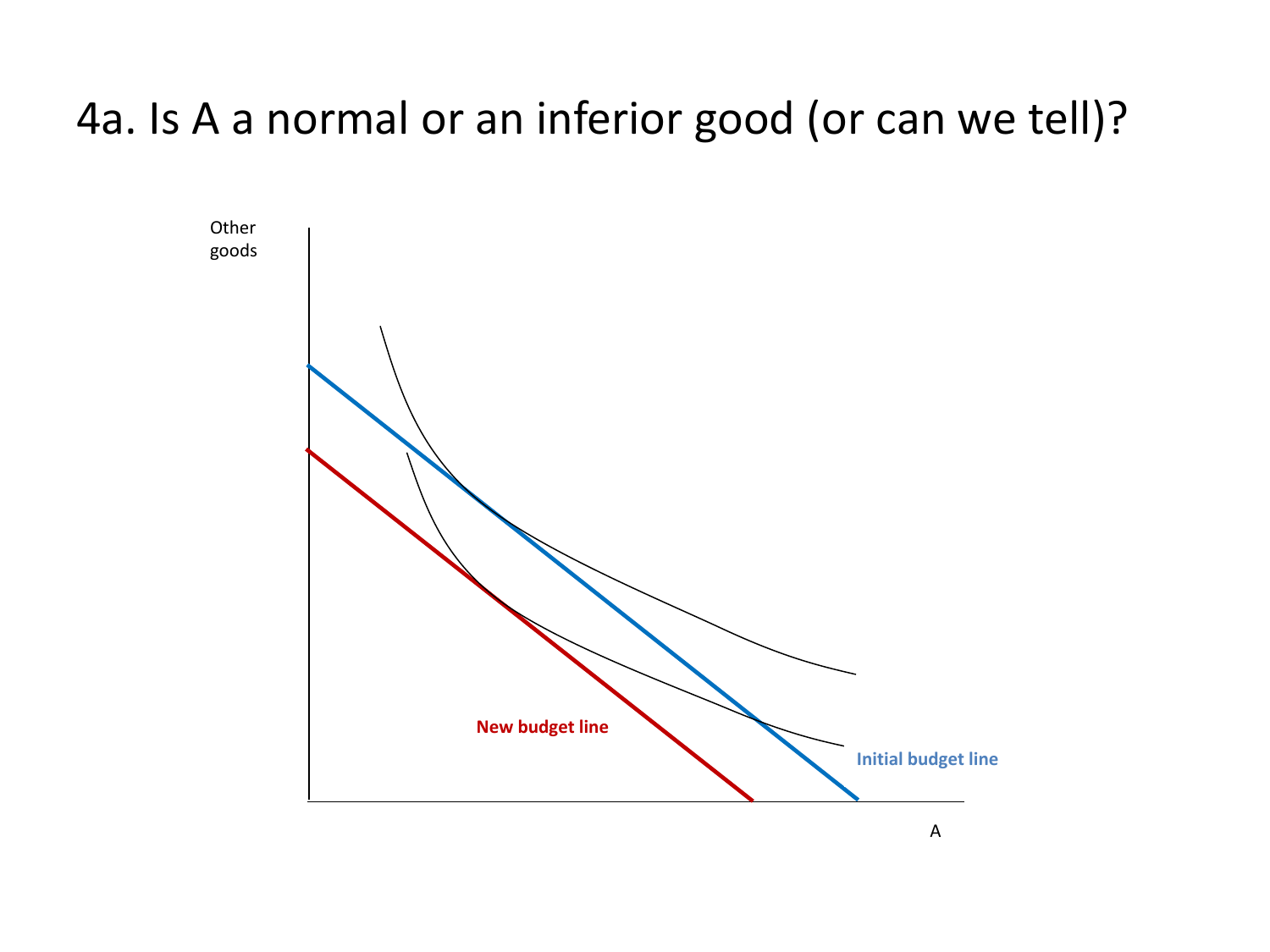# 4a. Is A a normal or an inferior good (or can we tell)?

Other goods

New budget line

Initial budget line

A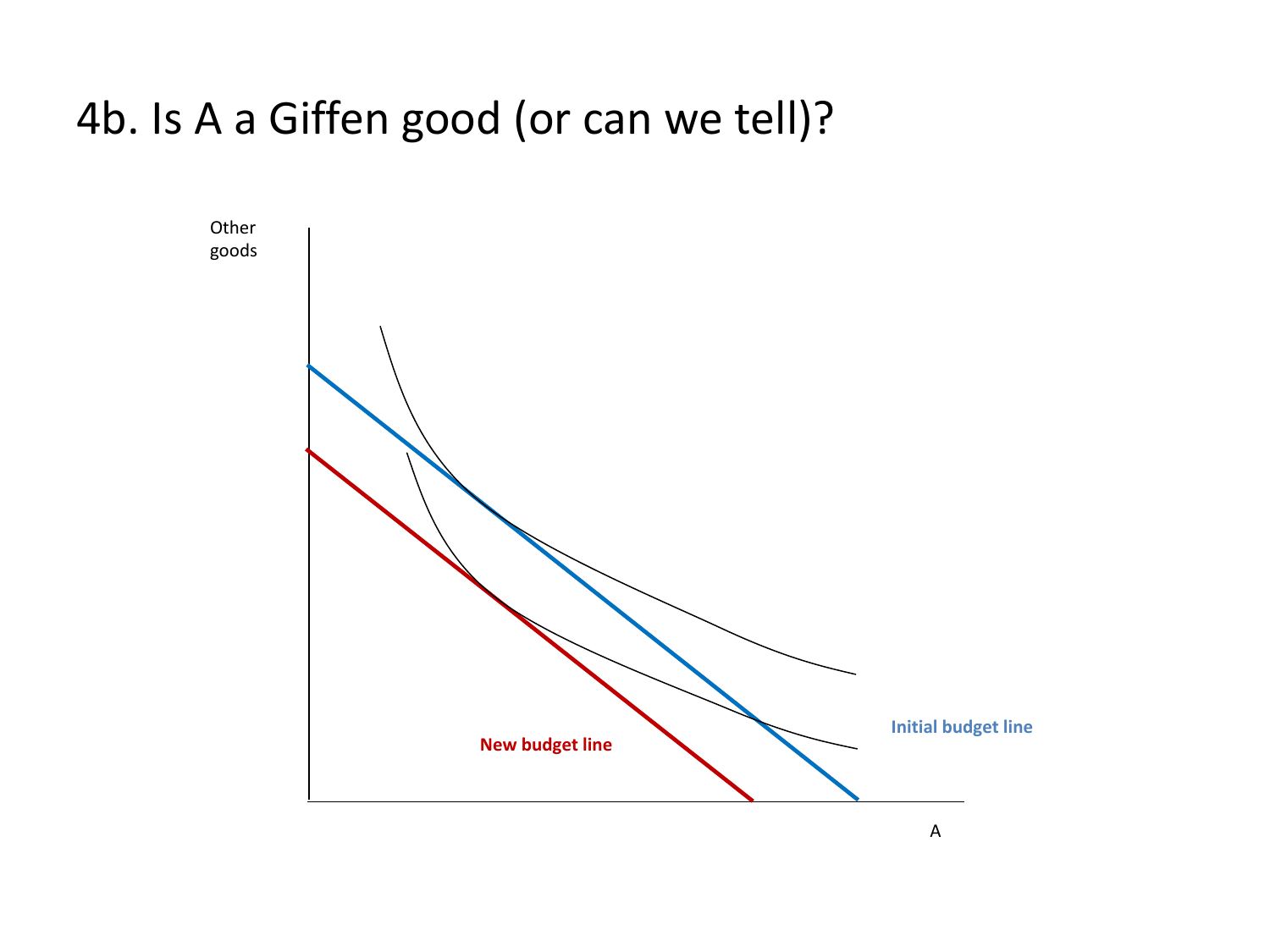# 4b. Is A a Giffen good (or can we tell)?

Other goods

Initial budget line

New budget line

A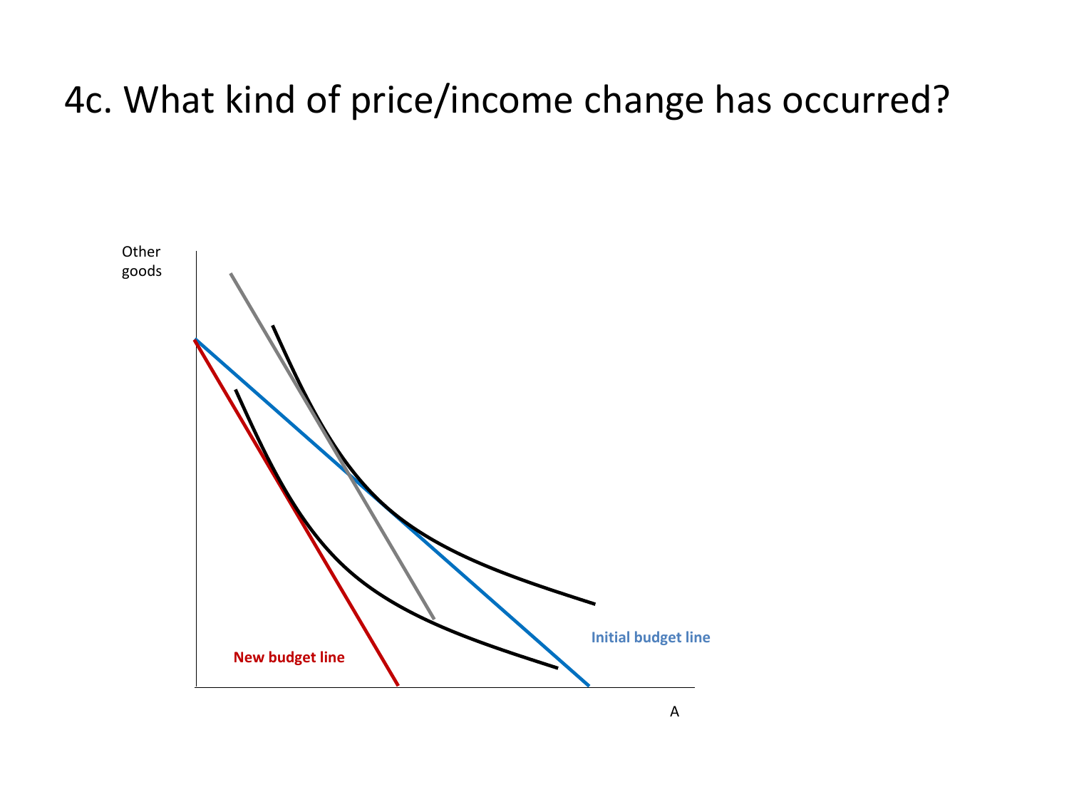# 4c. What kind of price/income change has occurred?

Other goods

Initial budget line

New budget line

A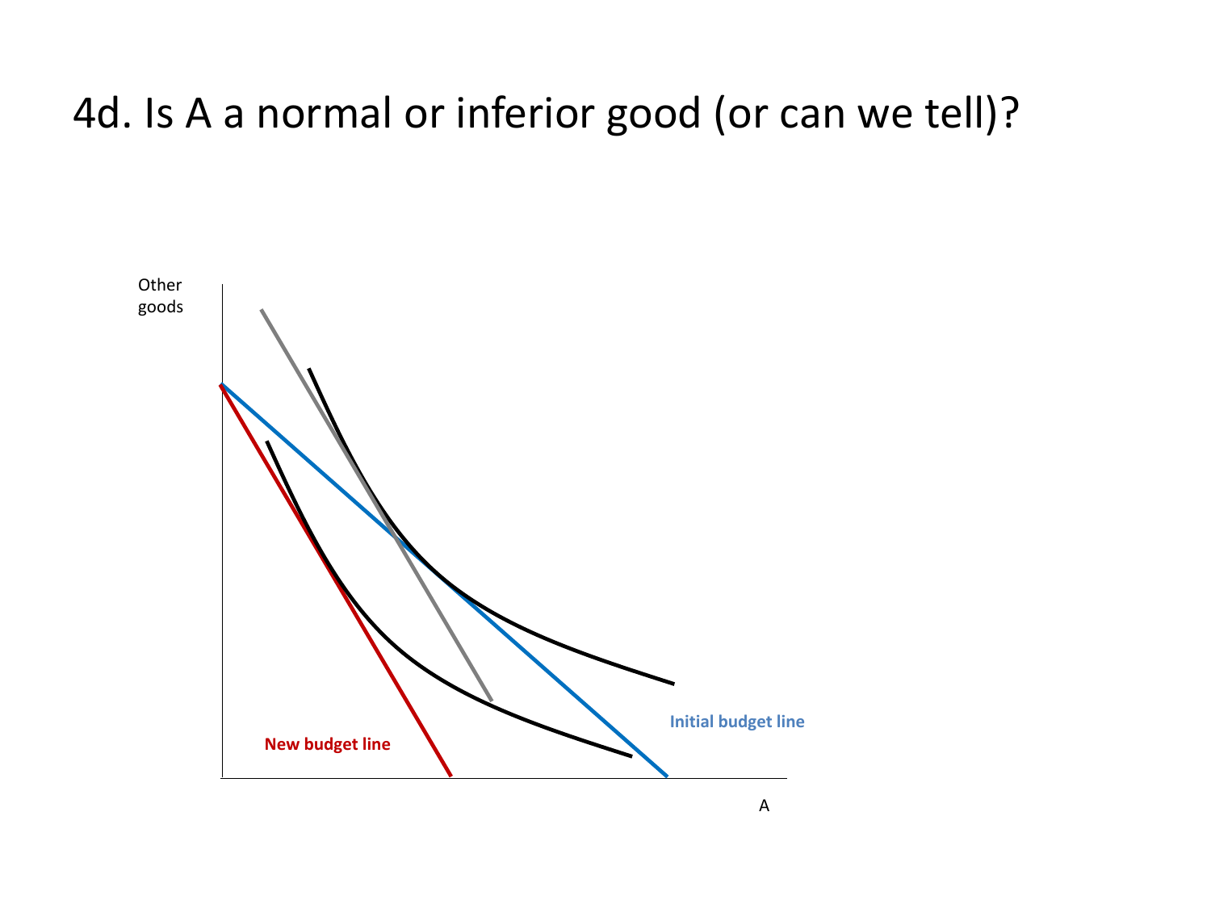# 4d. Is A a normal or inferior good (or can we tell)?

Other goods

A

Initial budget line

New budget line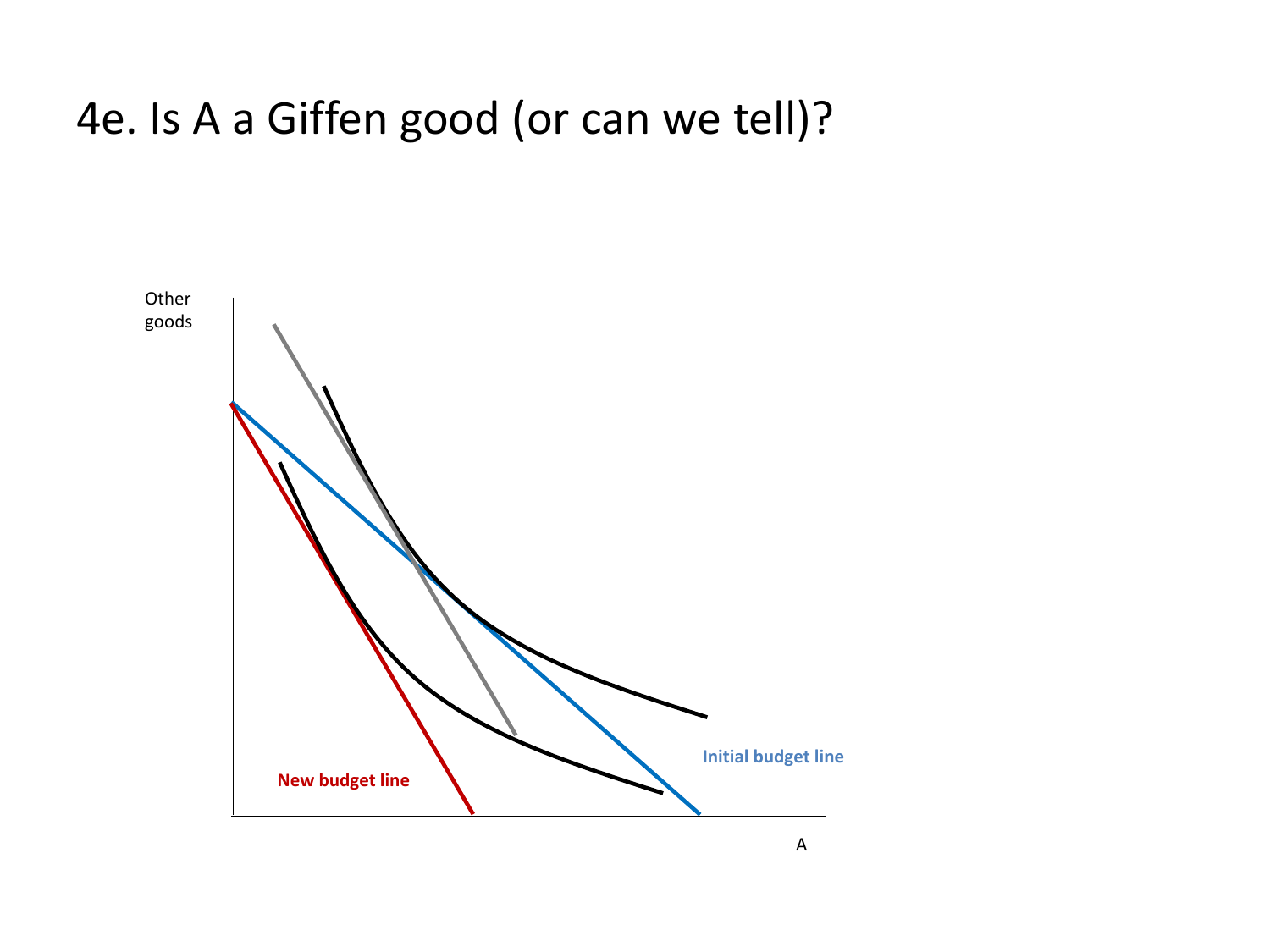# 4e. Is A a Giffen good (or can we tell)?

Other goods

A

Initial budget line

New budget line